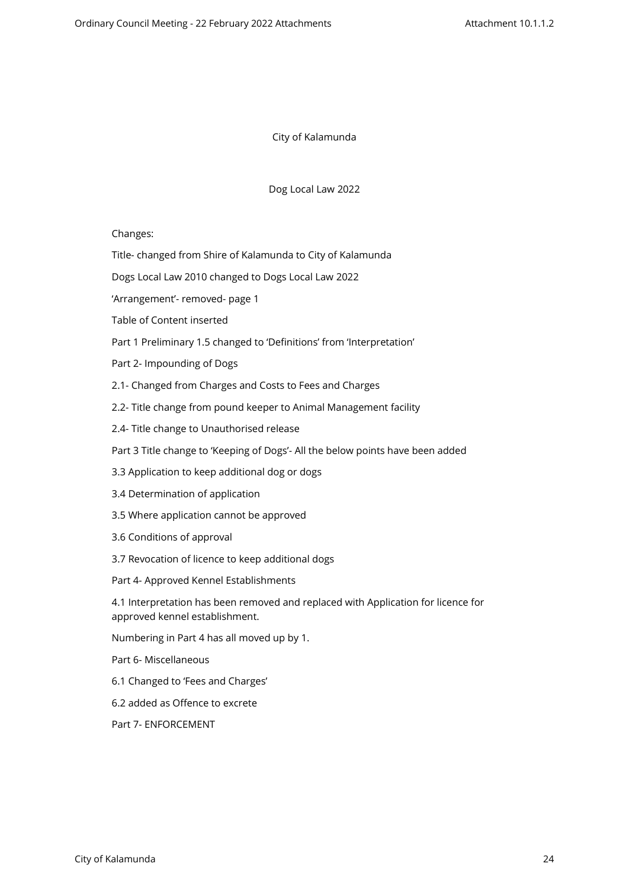# City of Kalamunda

## Dog Local Law 2022

Changes:

Title- changed from Shire of Kalamunda to City of Kalamunda

Dogs Local Law 2010 changed to Dogs Local Law 2022

'Arrangement'- removed- page 1

Table of Content inserted

Part 1 Preliminary 1.5 changed to 'Definitions' from 'Interpretation'

Part 2- Impounding of Dogs

2.1- Changed from Charges and Costs to Fees and Charges

2.2- Title change from pound keeper to Animal Management facility

2.4- Title change to Unauthorised release

Part 3 Title change to 'Keeping of Dogs'- All the below points have been added

3.3 Application to keep additional dog or dogs

3.4 Determination of application

3.5 Where application cannot be approved

3.6 Conditions of approval

3.7 Revocation of licence to keep additional dogs

Part 4- Approved Kennel Establishments

4.1 Interpretation has been removed and replaced with Application for licence for approved kennel establishment.

Numbering in Part 4 has all moved up by 1.

Part 6- Miscellaneous

6.1 Changed to 'Fees and Charges'

6.2 added as Offence to excrete

Part 7- ENFORCEMENT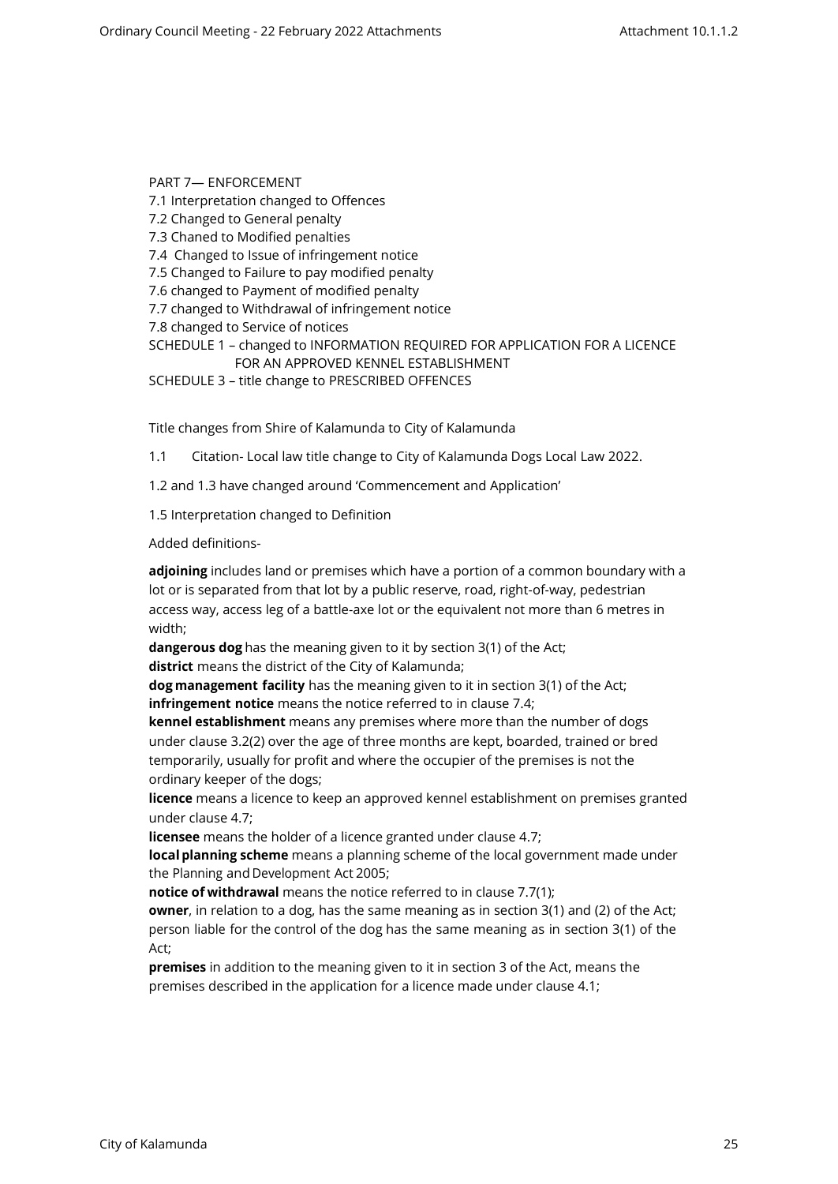PART 7— ENFORCEMENT
7.1 Interpretation changed to Offences
7.2 Changed to General penalty
7.3 Chaned to Modified penalties
7.4 Changed to Issue of infringement notice
7.5 Changed to Failure to pay modified penalty
7.6 changed to Payment of modified penalty
7.7 changed to Withdrawal of infringement notice
7.8 changed to Service of notices
SCHEDULE 1 – changed to INFORMATION REQUIRED FOR APPLICATION FOR A LICENCE FOR AN APPROVED KENNEL ESTABLISHMENT
SCHEDULE 3 – title change to PRESCRIBED OFFENCES

Title changes from Shire of Kalamunda to City of Kalamunda

1.1 Citation- Local law title change to City of Kalamunda Dogs Local Law 2022.

1.2 and 1.3 have changed around 'Commencement and Application'

1.5 Interpretation changed to Definition

Added definitions-

**adjoining** includes land or premises which have a portion of a common boundary with a lot or is separated from that lot by a public reserve, road, right-of-way, pedestrian access way, access leg of a battle-axe lot or the equivalent not more than 6 metres in width;
**dangerous dog** has the meaning given to it by section 3(1) of the Act;
**district** means the district of the City of Kalamunda;
**dog management facility** has the meaning given to it in section 3(1) of the Act;
**infringement notice** means the notice referred to in clause 7.4;
**kennel establishment** means any premises where more than the number of dogs under clause 3.2(2) over the age of three months are kept, boarded, trained or bred temporarily, usually for profit and where the occupier of the premises is not the ordinary keeper of the dogs;
**licence** means a licence to keep an approved kennel establishment on premises granted under clause 4.7;
**licensee** means the holder of a licence granted under clause 4.7;
**local planning scheme** means a planning scheme of the local government made under the Planning and Development Act 2005;
**notice of withdrawal** means the notice referred to in clause 7.7(1);
**owner**, in relation to a dog, has the same meaning as in section 3(1) and (2) of the Act;
person liable for the control of the dog has the same meaning as in section 3(1) of the Act;
**premises** in addition to the meaning given to it in section 3 of the Act, means the premises described in the application for a licence made under clause 4.1;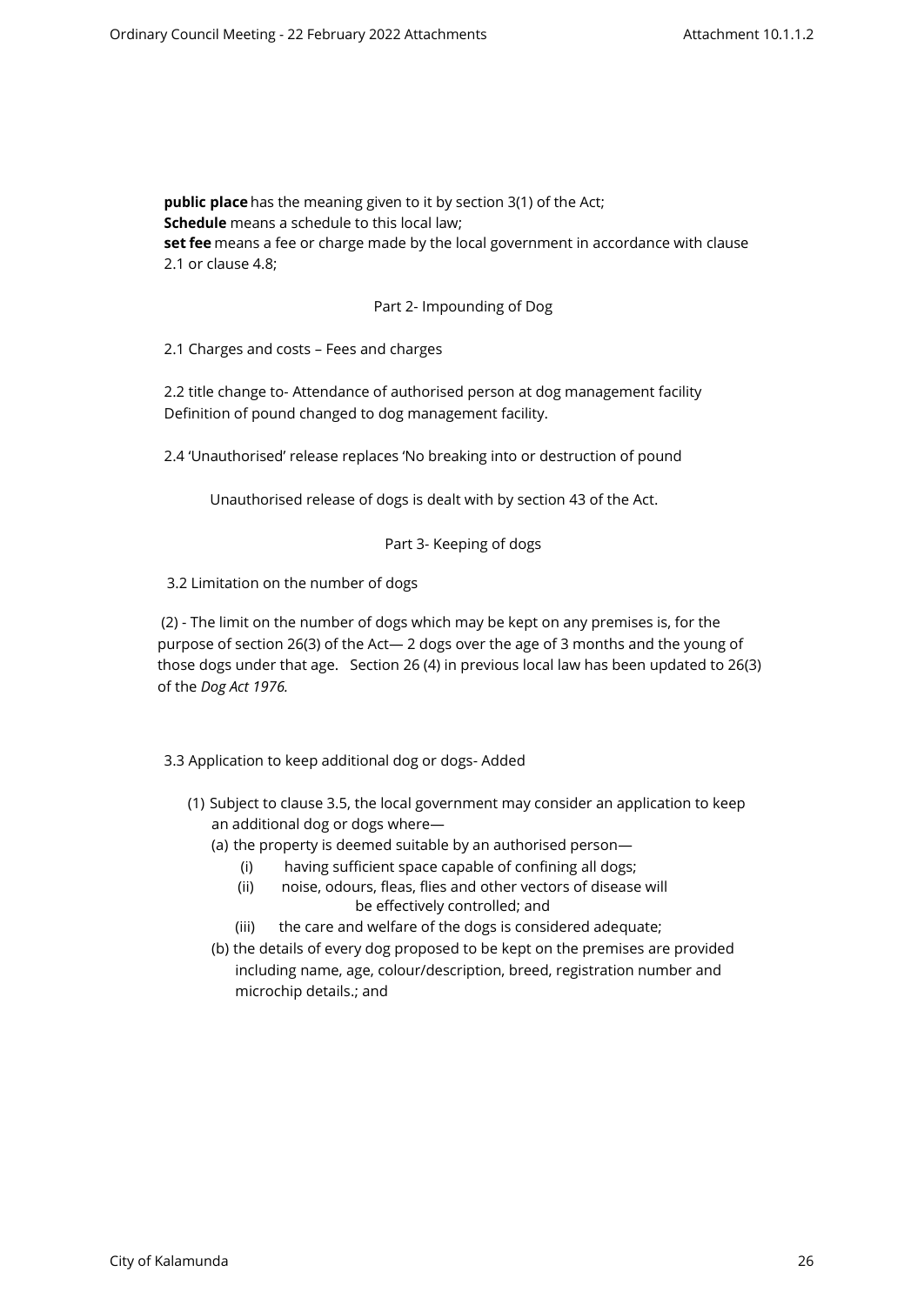**public place** has the meaning given to it by section 3(1) of the Act;
**Schedule** means a schedule to this local law;
**set fee** means a fee or charge made by the local government in accordance with clause 2.1 or clause 4.8;

Part 2- Impounding of Dog

2.1 Charges and costs – Fees and charges

2.2 title change to- Attendance of authorised person at dog management facility Definition of pound changed to dog management facility.

2.4 'Unauthorised' release replaces 'No breaking into or destruction of pound

Unauthorised release of dogs is dealt with by section 43 of the Act.

Part 3- Keeping of dogs

3.2 Limitation on the number of dogs

(2) - The limit on the number of dogs which may be kept on any premises is, for the purpose of section 26(3) of the Act— 2 dogs over the age of 3 months and the young of those dogs under that age. Section 26 (4) in previous local law has been updated to 26(3) of the *Dog Act 1976.*

3.3 Application to keep additional dog or dogs- Added

(1) Subject to clause 3.5, the local government may consider an application to keep an additional dog or dogs where—
 (a) the property is deemed suitable by an authorised person—
  (i) having sufficient space capable of confining all dogs;
  (ii) noise, odours, fleas, flies and other vectors of disease will be effectively controlled; and
  (iii) the care and welfare of the dogs is considered adequate;
 (b) the details of every dog proposed to be kept on the premises are provided including name, age, colour/description, breed, registration number and microchip details.; and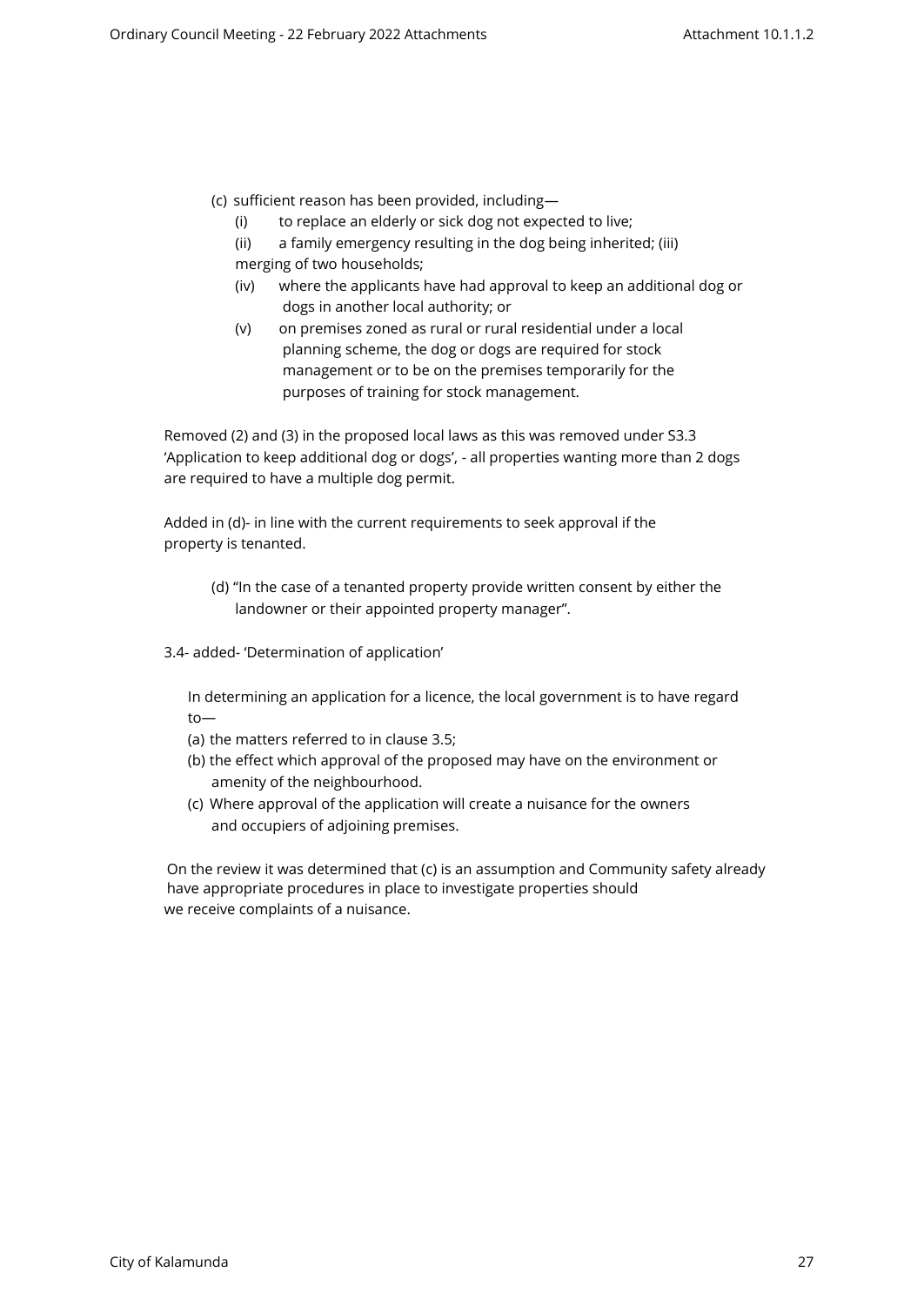(c) sufficient reason has been provided, including—

- (i) to replace an elderly or sick dog not expected to live;
- (ii) a family emergency resulting in the dog being inherited; (iii) merging of two households;
- (iv) where the applicants have had approval to keep an additional dog or dogs in another local authority; or
- (v) on premises zoned as rural or rural residential under a local planning scheme, the dog or dogs are required for stock management or to be on the premises temporarily for the purposes of training for stock management.

Removed (2) and (3) in the proposed local laws as this was removed under S3.3 'Application to keep additional dog or dogs', - all properties wanting more than 2 dogs are required to have a multiple dog permit.

Added in (d)- in line with the current requirements to seek approval if the property is tenanted.

(d) "In the case of a tenanted property provide written consent by either the landowner or their appointed property manager".

3.4- added- 'Determination of application'

In determining an application for a licence, the local government is to have regard to—

(a) the matters referred to in clause 3.5;

(b) the effect which approval of the proposed may have on the environment or amenity of the neighbourhood.

(c) Where approval of the application will create a nuisance for the owners and occupiers of adjoining premises.

On the review it was determined that (c) is an assumption and Community safety already have appropriate procedures in place to investigate properties should we receive complaints of a nuisance.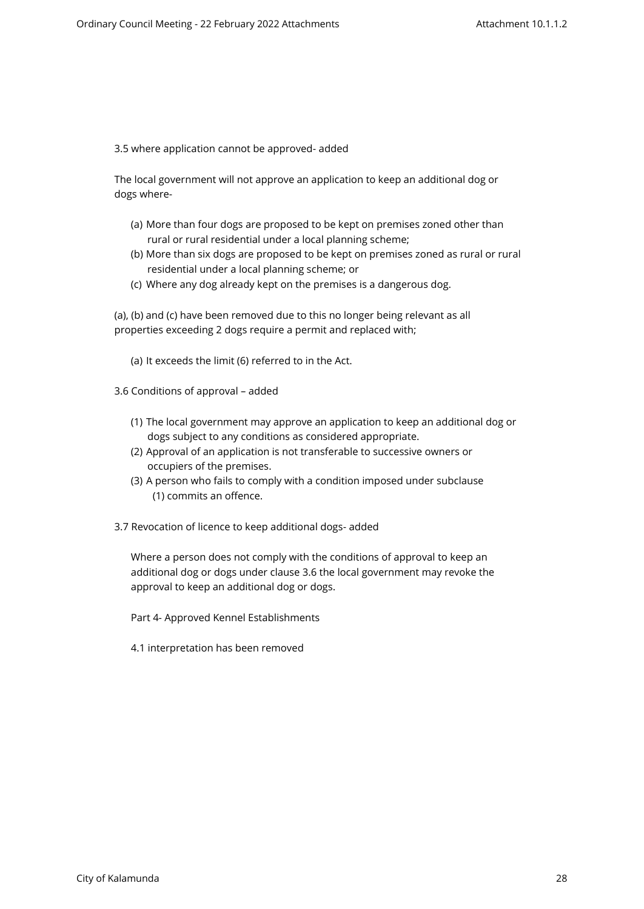3.5 where application cannot be approved- added

The local government will not approve an application to keep an additional dog or dogs where-

(a) More than four dogs are proposed to be kept on premises zoned other than rural or rural residential under a local planning scheme;
(b) More than six dogs are proposed to be kept on premises zoned as rural or rural residential under a local planning scheme; or
(c) Where any dog already kept on the premises is a dangerous dog.

(a), (b) and (c) have been removed due to this no longer being relevant as all properties exceeding 2 dogs require a permit and replaced with;

(a) It exceeds the limit (6) referred to in the Act.

3.6 Conditions of approval – added

(1) The local government may approve an application to keep an additional dog or dogs subject to any conditions as considered appropriate.
(2) Approval of an application is not transferable to successive owners or occupiers of the premises.
(3) A person who fails to comply with a condition imposed under subclause (1) commits an offence.

3.7 Revocation of licence to keep additional dogs- added

Where a person does not comply with the conditions of approval to keep an additional dog or dogs under clause 3.6 the local government may revoke the approval to keep an additional dog or dogs.

Part 4- Approved Kennel Establishments

4.1 interpretation has been removed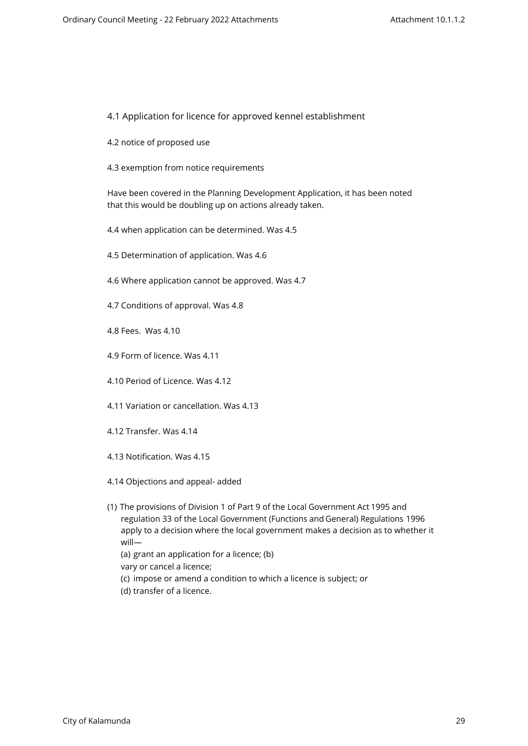4.1 Application for licence for approved kennel establishment

4.2 notice of proposed use

4.3 exemption from notice requirements

Have been covered in the Planning Development Application, it has been noted that this would be doubling up on actions already taken.

4.4 when application can be determined. Was 4.5

4.5 Determination of application. Was 4.6

4.6 Where application cannot be approved. Was 4.7

4.7 Conditions of approval. Was 4.8

4.8 Fees. Was 4.10

4.9 Form of licence. Was 4.11

4.10 Period of Licence. Was 4.12

4.11 Variation or cancellation. Was 4.13

4.12 Transfer. Was 4.14

4.13 Notification. Was 4.15

4.14 Objections and appeal- added

(1) The provisions of Division 1 of Part 9 of the Local Government Act 1995 and regulation 33 of the Local Government (Functions and General) Regulations 1996 apply to a decision where the local government makes a decision as to whether it will—
(a) grant an application for a licence; (b)
vary or cancel a licence;
(c) impose or amend a condition to which a licence is subject; or
(d) transfer of a licence.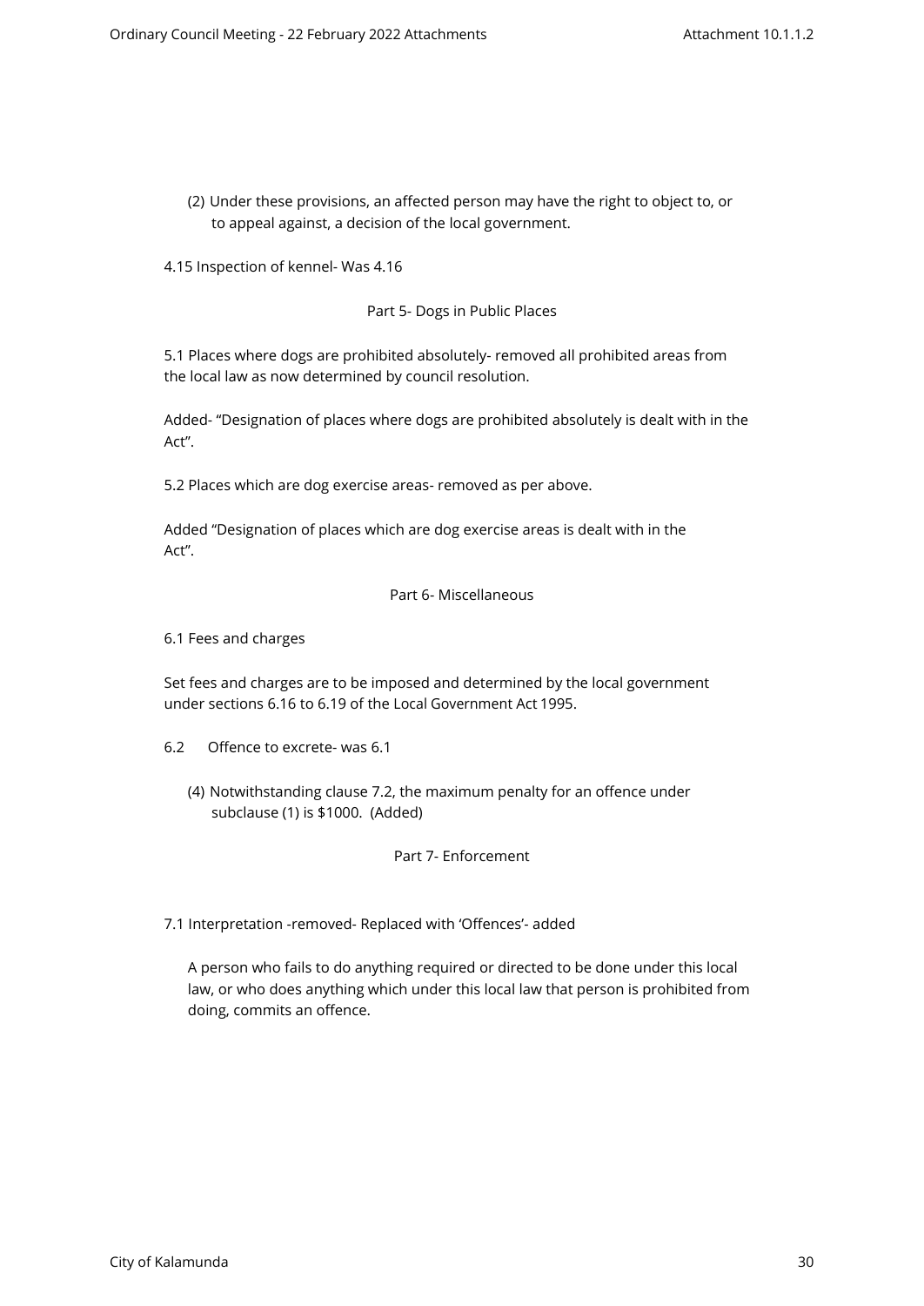(2) Under these provisions, an affected person may have the right to object to, or to appeal against, a decision of the local government.

4.15 Inspection of kennel- Was 4.16

## Part 5- Dogs in Public Places

5.1 Places where dogs are prohibited absolutely- removed all prohibited areas from the local law as now determined by council resolution.

Added- "Designation of places where dogs are prohibited absolutely is dealt with in the Act".

5.2 Places which are dog exercise areas- removed as per above.

Added "Designation of places which are dog exercise areas is dealt with in the Act".

## Part 6- Miscellaneous

6.1 Fees and charges

Set fees and charges are to be imposed and determined by the local government under sections 6.16 to 6.19 of the Local Government Act 1995.

6.2 Offence to excrete- was 6.1

(4) Notwithstanding clause 7.2, the maximum penalty for an offence under subclause (1) is $1000. (Added)

## Part 7- Enforcement

7.1 Interpretation -removed- Replaced with 'Offences'- added

A person who fails to do anything required or directed to be done under this local law, or who does anything which under this local law that person is prohibited from doing, commits an offence.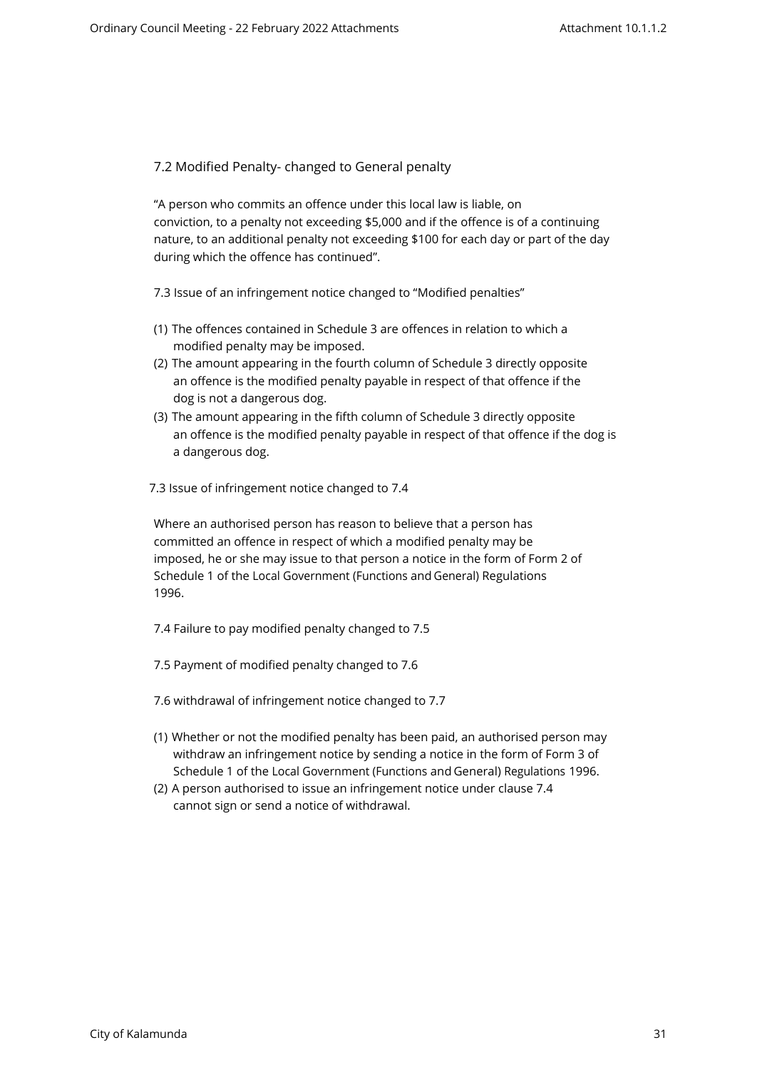7.2 Modified Penalty- changed to General penalty

"A person who commits an offence under this local law is liable, on conviction, to a penalty not exceeding $5,000 and if the offence is of a continuing nature, to an additional penalty not exceeding $100 for each day or part of the day during which the offence has continued".

7.3 Issue of an infringement notice changed to "Modified penalties"

(1) The offences contained in Schedule 3 are offences in relation to which a modified penalty may be imposed.
(2) The amount appearing in the fourth column of Schedule 3 directly opposite an offence is the modified penalty payable in respect of that offence if the dog is not a dangerous dog.
(3) The amount appearing in the fifth column of Schedule 3 directly opposite an offence is the modified penalty payable in respect of that offence if the dog is a dangerous dog.

7.3 Issue of infringement notice changed to 7.4

Where an authorised person has reason to believe that a person has committed an offence in respect of which a modified penalty may be imposed, he or she may issue to that person a notice in the form of Form 2 of Schedule 1 of the Local Government (Functions and General) Regulations 1996.

7.4 Failure to pay modified penalty changed to 7.5

7.5 Payment of modified penalty changed to 7.6

7.6 withdrawal of infringement notice changed to 7.7

(1) Whether or not the modified penalty has been paid, an authorised person may withdraw an infringement notice by sending a notice in the form of Form 3 of Schedule 1 of the Local Government (Functions and General) Regulations 1996.
(2) A person authorised to issue an infringement notice under clause 7.4 cannot sign or send a notice of withdrawal.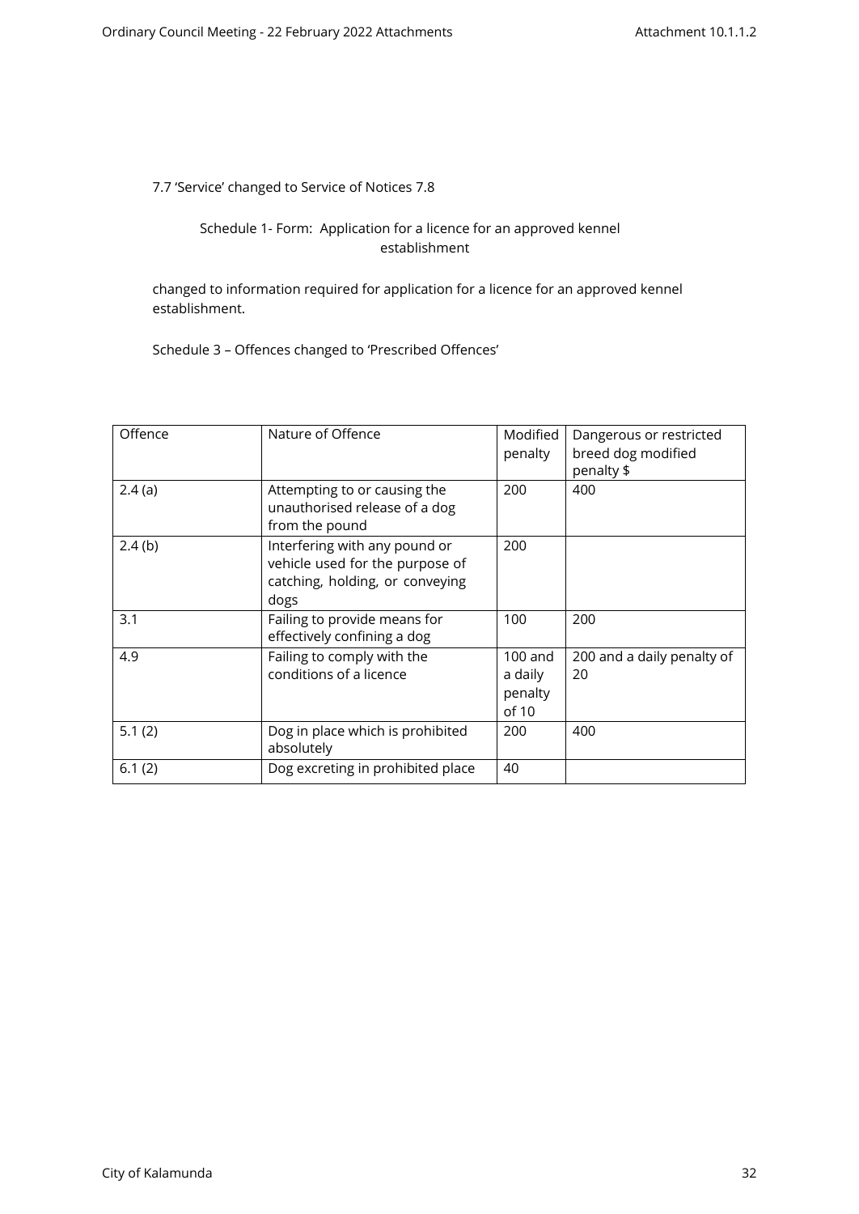7.7 'Service' changed to Service of Notices 7.8

Schedule 1- Form: Application for a licence for an approved kennel establishment

changed to information required for application for a licence for an approved kennel establishment.

Schedule 3 – Offences changed to 'Prescribed Offences'

| Offence | Nature of Offence | Modified penalty | Dangerous or restricted breed dog modified penalty $ |
|---|---|---|---|
| 2.4 (a) | Attempting to or causing the unauthorised release of a dog from the pound | 200 | 400 |
| 2.4 (b) | Interfering with any pound or vehicle used for the purpose of catching, holding, or conveying dogs | 200 | |
| 3.1 | Failing to provide means for effectively confining a dog | 100 | 200 |
| 4.9 | Failing to comply with the conditions of a licence | 100 and a daily penalty of 10 | 200 and a daily penalty of 20 |
| 5.1 (2) | Dog in place which is prohibited absolutely | 200 | 400 |
| 6.1 (2) | Dog excreting in prohibited place | 40 | |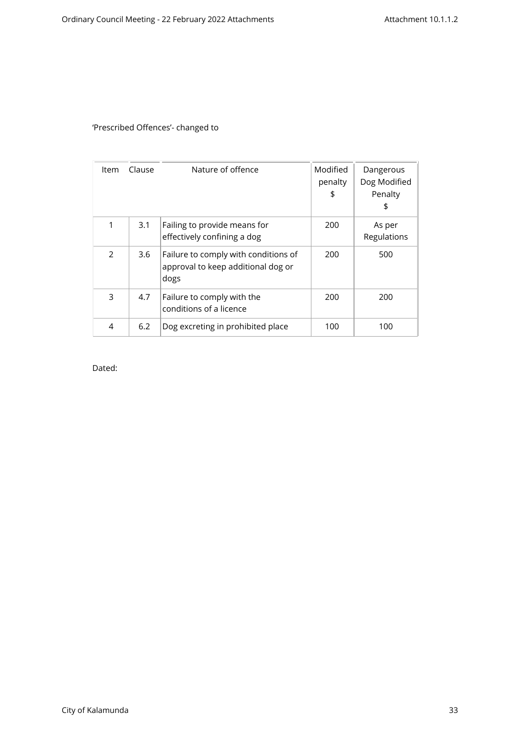'Prescribed Offences'- changed to

| Item | Clause | Nature of offence | Modified penalty $ | Dangerous Dog Modified Penalty $ |
|---|---|---|---|---|
| 1 | 3.1 | Failing to provide means for effectively confining a dog | 200 | As per Regulations |
| 2 | 3.6 | Failure to comply with conditions of approval to keep additional dog or dogs | 200 | 500 |
| 3 | 4.7 | Failure to comply with the conditions of a licence | 200 | 200 |
| 4 | 6.2 | Dog excreting in prohibited place | 100 | 100 |

Dated: